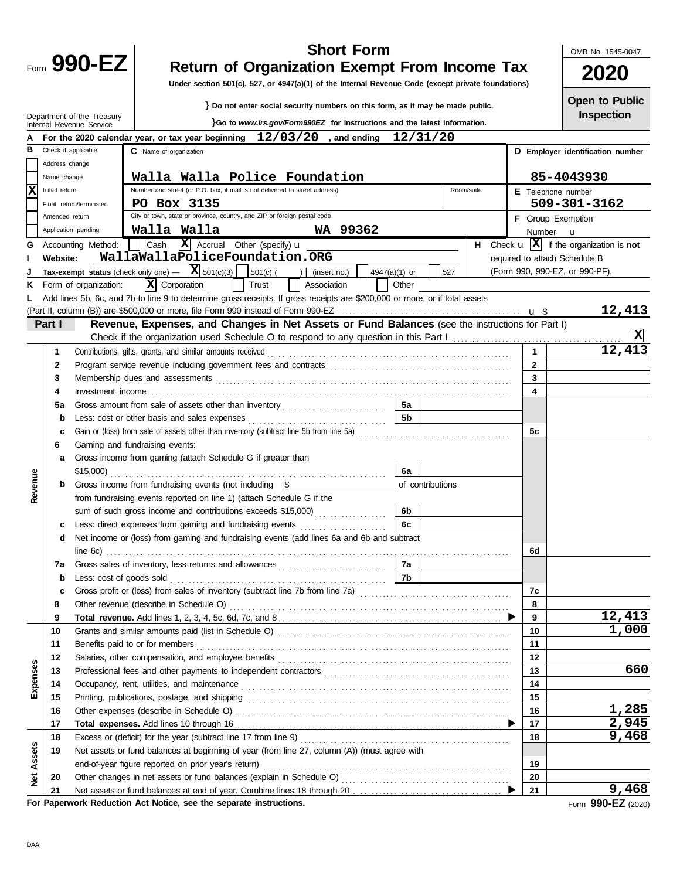Form **990-EZ**

Department of the Treasury
Internal Revenue Service

# Short Form
# Return of Organization Exempt From Income Tax

**Under section 501(c), 527, or 4947(a)(1) of the Internal Revenue Code (except private foundations)**

} **Do not enter social security numbers on this form, as it may be made public.**

}**Go to *www.irs.gov/Form990EZ* for instructions and the latest information.**

OMB No. 1545-0047

**2020**

**Open to Public Inspection**

**A** For the 2020 calendar year, or tax year beginning **12/03/20** , and ending **12/31/20**

**B** Check if applicable:
- [ ] Address change
- [ ] Name change
- [X] Initial return
- [ ] Final return/terminated
- [ ] Amended return
- [ ] Application pending

**C** Name of organization: **Walla Walla Police Foundation**

Number and street (or P.O. box, if mail is not delivered to street address): **PO Box 3135** Room/suite:

City or town, state or province, country, and ZIP or foreign postal code: **Walla Walla WA 99362**

**D Employer identification number:** **85-4043930**

**E** Telephone number: **509-301-3162**

**F** Group Exemption Number u

**G** Accounting Method: [ ] Cash [X] Accrual Other (specify) u

**H** Check u [X] if the organization is **not** required to attach Schedule B (Form 990, 990-EZ, or 990-PF).

**I Website:** WallaWallaPoliceFoundation.ORG

**J Tax-exempt status** (check only one) — [X] 501(c)(3) [ ] 501(c) ( ) (insert no.) [ ] 4947(a)(1) or [ ] 527

**K** Form of organization: [X] Corporation [ ] Trust [ ] Association [ ] Other

**L** Add lines 5b, 6c, and 7b to line 9 to determine gross receipts. If gross receipts are $200,000 or more, or if total assets (Part II, column (B)) are $500,000 or more, file Form 990 instead of Form 990-EZ . . . u $ **12,413**

## Part I — Revenue, Expenses, and Changes in Net Assets or Fund Balances (see the instructions for Part I)

Check if the organization used Schedule O to respond to any question in this Part I . . . [X]

| Section | Line | Description | Sub-line | Sub-amount | Line | Amount |
|---|---|---|---|---|---|---|
| Revenue | 1 | Contributions, gifts, grants, and similar amounts received | | | 1 | 12,413 |
| | 2 | Program service revenue including government fees and contracts | | | 2 | |
| | 3 | Membership dues and assessments | | | 3 | |
| | 4 | Investment income | | | 4 | |
| | 5a | Gross amount from sale of assets other than inventory | 5a | | | |
| | b | Less: cost or other basis and sales expenses | 5b | | | |
| | c | Gain or (loss) from sale of assets other than inventory (subtract line 5b from line 5a) | | | 5c | |
| | 6 | Gaming and fundraising events: | | | | |
| | a | Gross income from gaming (attach Schedule G if greater than $15,000) | 6a | | | |
| | b | Gross income from fundraising events (not including $ of contributions from fundraising events reported on line 1) (attach Schedule G if the sum of such gross income and contributions exceeds $15,000) | 6b | | | |
| | c | Less: direct expenses from gaming and fundraising events | 6c | | | |
| | d | Net income or (loss) from gaming and fundraising events (add lines 6a and 6b and subtract line 6c) | | | 6d | |
| | 7a | Gross sales of inventory, less returns and allowances | 7a | | | |
| | b | Less: cost of goods sold | 7b | | | |
| | c | Gross profit or (loss) from sales of inventory (subtract line 7b from line 7a) | | | 7c | |
| | 8 | Other revenue (describe in Schedule O) | | | 8 | |
| | 9 | **Total revenue.** Add lines 1, 2, 3, 4, 5c, 6d, 7c, and 8 ▶ | | | 9 | 12,413 |
| Expenses | 10 | Grants and similar amounts paid (list in Schedule O) | | | 10 | 1,000 |
| | 11 | Benefits paid to or for members | | | 11 | |
| | 12 | Salaries, other compensation, and employee benefits | | | 12 | |
| | 13 | Professional fees and other payments to independent contractors | | | 13 | 660 |
| | 14 | Occupancy, rent, utilities, and maintenance | | | 14 | |
| | 15 | Printing, publications, postage, and shipping | | | 15 | |
| | 16 | Other expenses (describe in Schedule O) | | | 16 | 1,285 |
| | 17 | **Total expenses.** Add lines 10 through 16 ▶ | | | 17 | 2,945 |
| Net Assets | 18 | Excess or (deficit) for the year (subtract line 17 from line 9) | | | 18 | 9,468 |
| | 19 | Net assets or fund balances at beginning of year (from line 27, column (A)) (must agree with end-of-year figure reported on prior year's return) | | | 19 | |
| | 20 | Other changes in net assets or fund balances (explain in Schedule O) | | | 20 | |
| | 21 | Net assets or fund balances at end of year. Combine lines 18 through 20 ▶ | | | 21 | 9,468 |

**For Paperwork Reduction Act Notice, see the separate instructions.**

Form **990-EZ** (2020)

DAA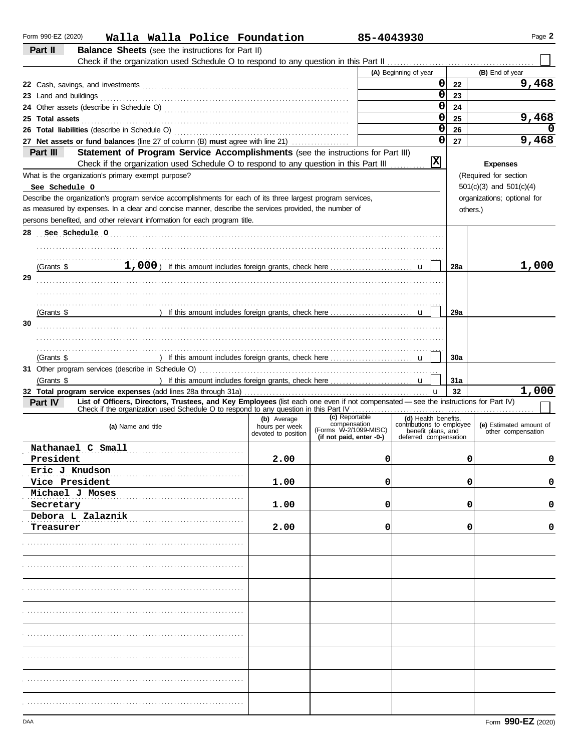Form 990-EZ (2020) **Walla Walla Police Foundation** **85-4043930**

## Part II Balance Sheets (see the instructions for Part II)

Check if the organization used Schedule O to respond to any question in this Part II ☐

| | (A) Beginning of year | | (B) End of year |
|---|---|---|---|
| 22 Cash, savings, and investments | 0 | 22 | 9,468 |
| 23 Land and buildings | 0 | 23 | |
| 24 Other assets (describe in Schedule O) | 0 | 24 | |
| 25 **Total assets** | 0 | 25 | 9,468 |
| 26 **Total liabilities** (describe in Schedule O) | 0 | 26 | 0 |
| 27 **Net assets or fund balances** (line 27 of column (B) **must** agree with line 21) | 0 | 27 | 9,468 |

## Part III Statement of Program Service Accomplishments (see the instructions for Part III)

Check if the organization used Schedule O to respond to any question in this Part III [X]

What is the organization's primary exempt purpose?

See Schedule O

Describe the organization's program service accomplishments for each of its three largest program services, as measured by expenses. In a clear and concise manner, describe the services provided, the number of persons benefited, and other relevant information for each program title.

**Expenses** (Required for section 501(c)(3) and 501(c)(4) organizations; optional for others.)

| | | | Expenses |
|---|---|---|---|
| 28 See Schedule O (Grants $ 1,000 ) If this amount includes foreign grants, check here ☐ | | 28a | 1,000 |
| 29 (Grants $ ) If this amount includes foreign grants, check here ☐ | | 29a | |
| 30 (Grants $ ) If this amount includes foreign grants, check here ☐ | | 30a | |
| 31 Other program services (describe in Schedule O) (Grants $ ) If this amount includes foreign grants, check here ☐ | | 31a | |
| 32 **Total program service expenses** (add lines 28a through 31a) | | 32 | 1,000 |

## Part IV List of Officers, Directors, Trustees, and Key Employees (list each one even if not compensated — see the instructions for Part IV)

Check if the organization used Schedule O to respond to any question in this Part IV ☐

| (a) Name and title | (b) Average hours per week devoted to position | (c) Reportable compensation (Forms W-2/1099-MISC) (if not paid, enter -0-) | (d) Health benefits, contributions to employee benefit plans, and deferred compensation | (e) Estimated amount of other compensation |
|---|---|---|---|---|
| Nathanael C Small<br>President | 2.00 | 0 | 0 | 0 |
| Eric J Knudson<br>Vice President | 1.00 | 0 | 0 | 0 |
| Michael J Moses<br>Secretary | 1.00 | 0 | 0 | 0 |
| Debora L Zalaznik<br>Treasurer | 2.00 | 0 | 0 | 0 |
| | | | | |
| | | | | |
| | | | | |
| | | | | |
| | | | | |
| | | | | |
| | | | | |
| | | | | |

DAA Form **990-EZ** (2020)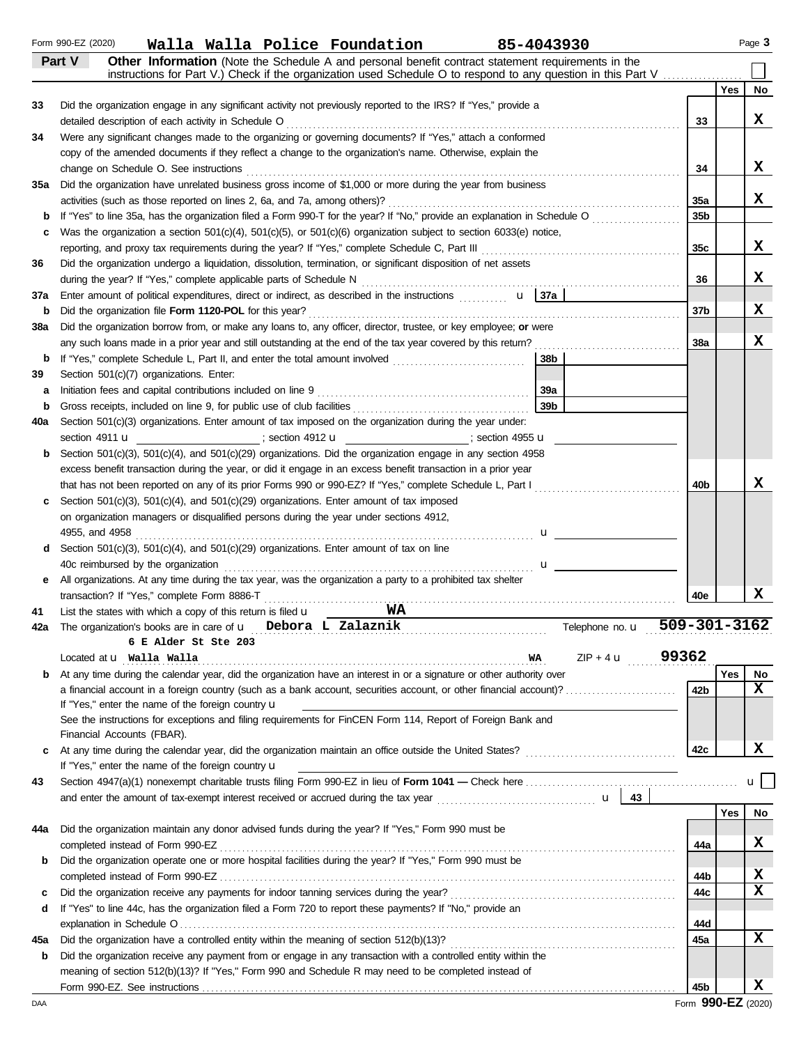Form 990-EZ (2020) **Walla Walla Police Foundation** **85-4043930** Page **3**

## Part V Other Information

**Other Information** (Note the Schedule A and personal benefit contract statement requirements in the instructions for Part V.) Check if the organization used Schedule O to respond to any question in this Part V . . . . . . . . . . . . . . ☐

| | | Line | Yes | No |
|---|---|---|---|---|
| **33** | Did the organization engage in any significant activity not previously reported to the IRS? If "Yes," provide a detailed description of each activity in Schedule O | 33 | | X |
| **34** | Were any significant changes made to the organizing or governing documents? If "Yes," attach a conformed copy of the amended documents if they reflect a change to the organization's name. Otherwise, explain the change on Schedule O. See instructions | 34 | | X |
| **35a** | Did the organization have unrelated business gross income of $1,000 or more during the year from business activities (such as those reported on lines 2, 6a, and 7a, among others)? | 35a | | X |
| **b** | If "Yes" to line 35a, has the organization filed a Form 990-T for the year? If "No," provide an explanation in Schedule O | 35b | | |
| **c** | Was the organization a section 501(c)(4), 501(c)(5), or 501(c)(6) organization subject to section 6033(e) notice, reporting, and proxy tax requirements during the year? If "Yes," complete Schedule C, Part III | 35c | | X |
| **36** | Did the organization undergo a liquidation, dissolution, termination, or significant disposition of net assets during the year? If "Yes," complete applicable parts of Schedule N | 36 | | X |
| **37a** | Enter amount of political expenditures, direct or indirect, as described in the instructions u **37a** | | | |
| **b** | Did the organization file **Form 1120-POL** for this year? | 37b | | X |
| **38a** | Did the organization borrow from, or make any loans to, any officer, director, trustee, or key employee; **or** were any such loans made in a prior year and still outstanding at the end of the tax year covered by this return? | 38a | | X |
| **b** | If "Yes," complete Schedule L, Part II, and enter the total amount involved **38b** | | | |
| **39** | Section 501(c)(7) organizations. Enter: | | | |
| **a** | Initiation fees and capital contributions included on line 9 **39a** | | | |
| **b** | Gross receipts, included on line 9, for public use of club facilities **39b** | | | |
| **40a** | Section 501(c)(3) organizations. Enter amount of tax imposed on the organization during the year under: section 4911 u ______ ; section 4912 u ______ ; section 4955 u ______ | | | |
| **b** | Section 501(c)(3), 501(c)(4), and 501(c)(29) organizations. Did the organization engage in any section 4958 excess benefit transaction during the year, or did it engage in an excess benefit transaction in a prior year that has not been reported on any of its prior Forms 990 or 990-EZ? If "Yes," complete Schedule L, Part I | 40b | | X |
| **c** | Section 501(c)(3), 501(c)(4), and 501(c)(29) organizations. Enter amount of tax imposed on organization managers or disqualified persons during the year under sections 4912, 4955, and 4958 u | | | |
| **d** | Section 501(c)(3), 501(c)(4), and 501(c)(29) organizations. Enter amount of tax on line 40c reimbursed by the organization u | | | |
| **e** | All organizations. At any time during the tax year, was the organization a party to a prohibited tax shelter transaction? If "Yes," complete Form 8886-T | 40e | | X |

**41** List the states with which a copy of this return is filed u **WA**

**42a** The organization's books are in care of u **Debora L Zalaznik** Telephone no. u **509-301-3162**

**6 E Alder St Ste 203**

Located at u **Walla Walla** **WA** ZIP + 4 u **99362**

| | | Line | Yes | No |
|---|---|---|---|---|
| **b** | At any time during the calendar year, did the organization have an interest in or a signature or other authority over a financial account in a foreign country (such as a bank account, securities account, or other financial account)? If "Yes," enter the name of the foreign country u ______ See the instructions for exceptions and filing requirements for FinCEN Form 114, Report of Foreign Bank and Financial Accounts (FBAR). | 42b | | X |
| **c** | At any time during the calendar year, did the organization maintain an office outside the United States? If "Yes," enter the name of the foreign country u ______ | 42c | | X |

**43** Section 4947(a)(1) nonexempt charitable trusts filing Form 990-EZ in lieu of **Form 1041 —** Check here . . . u ☐ and enter the amount of tax-exempt interest received or accrued during the tax year u **43**

| | | Line | Yes | No |
|---|---|---|---|---|
| **44a** | Did the organization maintain any donor advised funds during the year? If "Yes," Form 990 must be completed instead of Form 990-EZ | 44a | | X |
| **b** | Did the organization operate one or more hospital facilities during the year? If "Yes," Form 990 must be completed instead of Form 990-EZ | 44b | | X |
| **c** | Did the organization receive any payments for indoor tanning services during the year? | 44c | | X |
| **d** | If "Yes" to line 44c, has the organization filed a Form 720 to report these payments? If "No," provide an explanation in Schedule O | 44d | | |
| **45a** | Did the organization have a controlled entity within the meaning of section 512(b)(13)? | 45a | | X |
| **b** | Did the organization receive any payment from or engage in any transaction with a controlled entity within the meaning of section 512(b)(13)? If "Yes," Form 990 and Schedule R may need to be completed instead of Form 990-EZ. See instructions | 45b | | X |

DAA Form **990-EZ** (2020)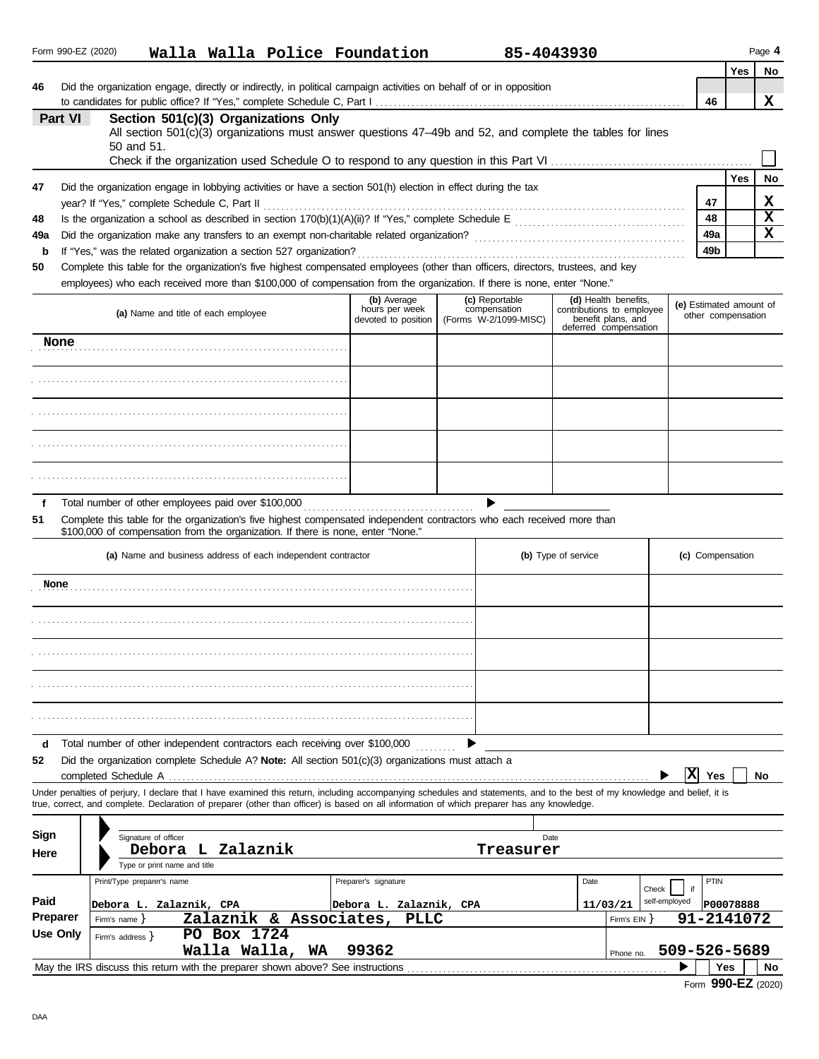Form 990-EZ (2020) **Walla Walla Police Foundation** **85-4043930** Page **4**

| | | | Yes | No |
|---|---|---|---|---|
| **46** | Did the organization engage, directly or indirectly, in political campaign activities on behalf of or in opposition to candidates for public office? If "Yes," complete Schedule C, Part I | 46 | | X |

## Part VI Section 501(c)(3) Organizations Only

All section 501(c)(3) organizations must answer questions 47–49b and 52, and complete the tables for lines 50 and 51.

Check if the organization used Schedule O to respond to any question in this Part VI ☐

| | | | Yes | No |
|---|---|---|---|---|
| **47** | Did the organization engage in lobbying activities or have a section 501(h) election in effect during the tax year? If "Yes," complete Schedule C, Part II | 47 | | X |
| **48** | Is the organization a school as described in section 170(b)(1)(A)(ii)? If "Yes," complete Schedule E | 48 | | X |
| **49a** | Did the organization make any transfers to an exempt non-charitable related organization? | 49a | | X |
| **b** | If "Yes," was the related organization a section 527 organization? | 49b | | |

**50** Complete this table for the organization's five highest compensated employees (other than officers, directors, trustees, and key employees) who each received more than $100,000 of compensation from the organization. If there is none, enter "None."

| (a) Name and title of each employee | (b) Average hours per week devoted to position | (c) Reportable compensation (Forms W-2/1099-MISC) | (d) Health benefits, contributions to employee benefit plans, and deferred compensation | (e) Estimated amount of other compensation |
|---|---|---|---|---|
| None | | | | |
| | | | | |
| | | | | |
| | | | | |
| | | | | |

**f** Total number of other employees paid over $100,000 ▶

**51** Complete this table for the organization's five highest compensated independent contractors who each received more than $100,000 of compensation from the organization. If there is none, enter "None."

| (a) Name and business address of each independent contractor | (b) Type of service | (c) Compensation |
|---|---|---|
| None | | |
| | | |
| | | |
| | | |
| | | |

**d** Total number of other independent contractors each receiving over $100,000 ▶

**52** Did the organization complete Schedule A? **Note:** All section 501(c)(3) organizations must attach a completed Schedule A ▶ ☒ Yes ☐ No

Under penalties of perjury, I declare that I have examined this return, including accompanying schedules and statements, and to the best of my knowledge and belief, it is true, correct, and complete. Declaration of preparer (other than officer) is based on all information of which preparer has any knowledge.

**Sign Here**

Signature of officer | Date

**Debora L Zalaznik** **Treasurer**

Type or print name and title

**Paid Preparer Use Only**

| Print/Type preparer's name | Preparer's signature | Date | Check ☐ if self-employed | PTIN |
|---|---|---|---|---|
| Debora L. Zalaznik, CPA | Debora L. Zalaznik, CPA | 11/03/21 | | P00078888 |

Firm's name } **Zalaznik & Associates, PLLC** Firm's EIN } **91-2141072**

Firm's address } **PO Box 1724 Walla Walla, WA 99362** Phone no. **509-526-5689**

May the IRS discuss this return with the preparer shown above? See instructions ▶ ☐ Yes ☐ No

Form **990-EZ** (2020)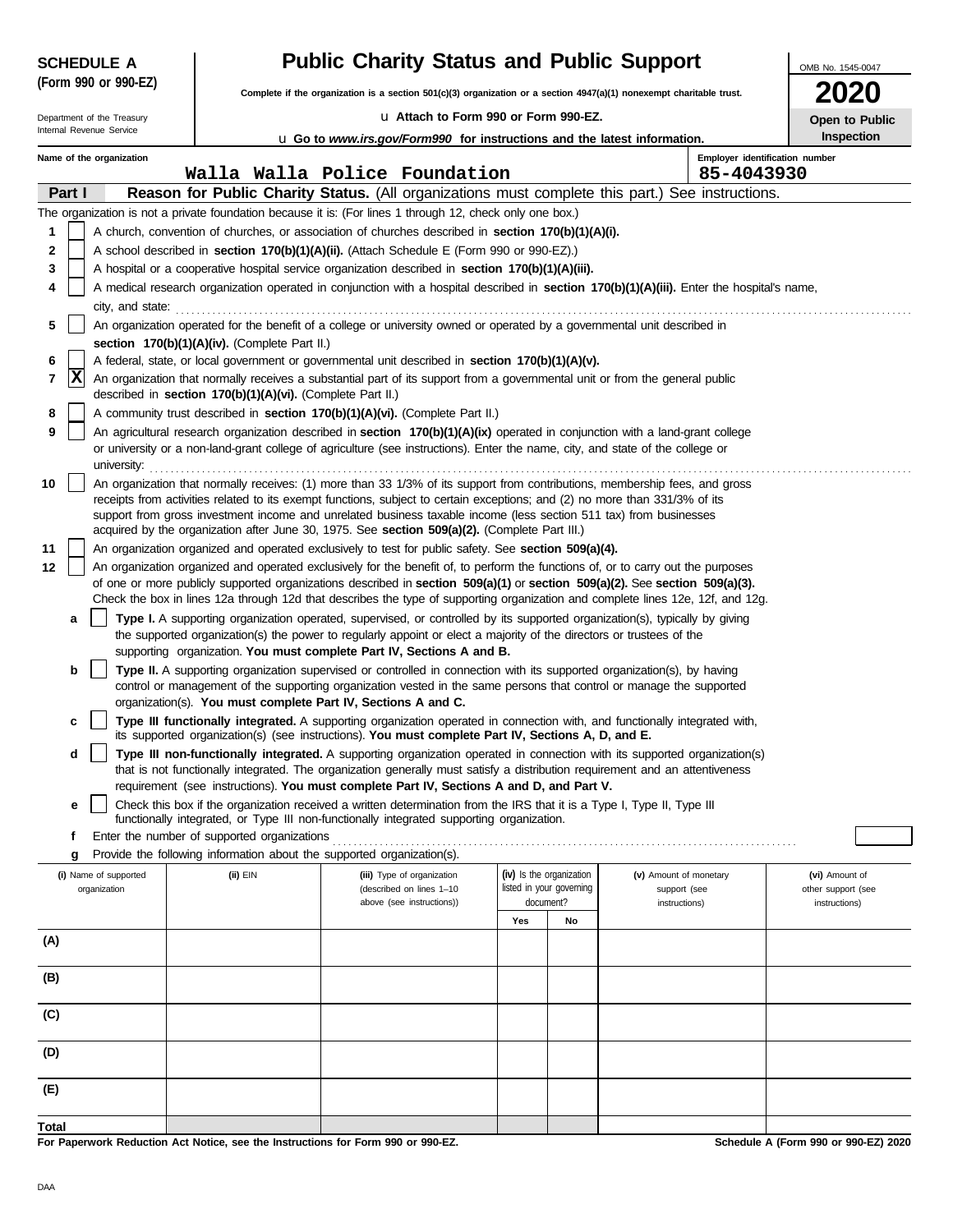**SCHEDULE A**
**(Form 990 or 990-EZ)**

Department of the Treasury
Internal Revenue Service

# Public Charity Status and Public Support

**Complete if the organization is a section 501(c)(3) organization or a section 4947(a)(1) nonexempt charitable trust.**

u **Attach to Form 990 or Form 990-EZ.**

u **Go to *www.irs.gov/Form990* for instructions and the latest information.**

OMB No. 1545-0047

**2020**

**Open to Public Inspection**

**Name of the organization:** Walla Walla Police Foundation

**Employer identification number:** 85-4043930

## Part I — Reason for Public Charity Status. (All organizations must complete this part.) See instructions.

The organization is not a private foundation because it is: (For lines 1 through 12, check only one box.)

1. [ ] A church, convention of churches, or association of churches described in **section 170(b)(1)(A)(i).**
2. [ ] A school described in **section 170(b)(1)(A)(ii).** (Attach Schedule E (Form 990 or 990-EZ).)
3. [ ] A hospital or a cooperative hospital service organization described in **section 170(b)(1)(A)(iii).**
4. [ ] A medical research organization operated in conjunction with a hospital described in **section 170(b)(1)(A)(iii).** Enter the hospital's name, city, and state:
5. [ ] An organization operated for the benefit of a college or university owned or operated by a governmental unit described in **section 170(b)(1)(A)(iv).** (Complete Part II.)
6. [ ] A federal, state, or local government or governmental unit described in **section 170(b)(1)(A)(v).**
7. [X] An organization that normally receives a substantial part of its support from a governmental unit or from the general public described in **section 170(b)(1)(A)(vi).** (Complete Part II.)
8. [ ] A community trust described in **section 170(b)(1)(A)(vi).** (Complete Part II.)
9. [ ] An agricultural research organization described in **section 170(b)(1)(A)(ix)** operated in conjunction with a land-grant college or university or a non-land-grant college of agriculture (see instructions). Enter the name, city, and state of the college or university:
10. [ ] An organization that normally receives: (1) more than 33 1/3% of its support from contributions, membership fees, and gross receipts from activities related to its exempt functions, subject to certain exceptions; and (2) no more than 331/3% of its support from gross investment income and unrelated business taxable income (less section 511 tax) from businesses acquired by the organization after June 30, 1975. See **section 509(a)(2).** (Complete Part III.)
11. [ ] An organization organized and operated exclusively to test for public safety. See **section 509(a)(4).**
12. [ ] An organization organized and operated exclusively for the benefit of, to perform the functions of, or to carry out the purposes of one or more publicly supported organizations described in **section 509(a)(1)** or **section 509(a)(2).** See **section 509(a)(3).** Check the box in lines 12a through 12d that describes the type of supporting organization and complete lines 12e, 12f, and 12g.
   - **a** [ ] **Type I.** A supporting organization operated, supervised, or controlled by its supported organization(s), typically by giving the supported organization(s) the power to regularly appoint or elect a majority of the directors or trustees of the supporting organization. **You must complete Part IV, Sections A and B.**
   - **b** [ ] **Type II.** A supporting organization supervised or controlled in connection with its supported organization(s), by having control or management of the supporting organization vested in the same persons that control or manage the supported organization(s). **You must complete Part IV, Sections A and C.**
   - **c** [ ] **Type III functionally integrated.** A supporting organization operated in connection with, and functionally integrated with, its supported organization(s) (see instructions). **You must complete Part IV, Sections A, D, and E.**
   - **d** [ ] **Type III non-functionally integrated.** A supporting organization operated in connection with its supported organization(s) that is not functionally integrated. The organization generally must satisfy a distribution requirement and an attentiveness requirement (see instructions). **You must complete Part IV, Sections A and D, and Part V.**
   - **e** [ ] Check this box if the organization received a written determination from the IRS that it is a Type I, Type II, Type III functionally integrated, or Type III non-functionally integrated supporting organization.
   - **f** Enter the number of supported organizations
   - **g** Provide the following information about the supported organization(s).

| (i) Name of supported organization | (ii) EIN | (iii) Type of organization (described on lines 1–10 above (see instructions)) | (iv) Is the organization listed in your governing document? Yes | No | (v) Amount of monetary support (see instructions) | (vi) Amount of other support (see instructions) |
|---|---|---|---|---|---|---|
| (A) | | | | | | |
| (B) | | | | | | |
| (C) | | | | | | |
| (D) | | | | | | |
| (E) | | | | | | |
| **Total** | | | | | | |

**For Paperwork Reduction Act Notice, see the Instructions for Form 990 or 990-EZ.**

**Schedule A (Form 990 or 990-EZ) 2020**

DAA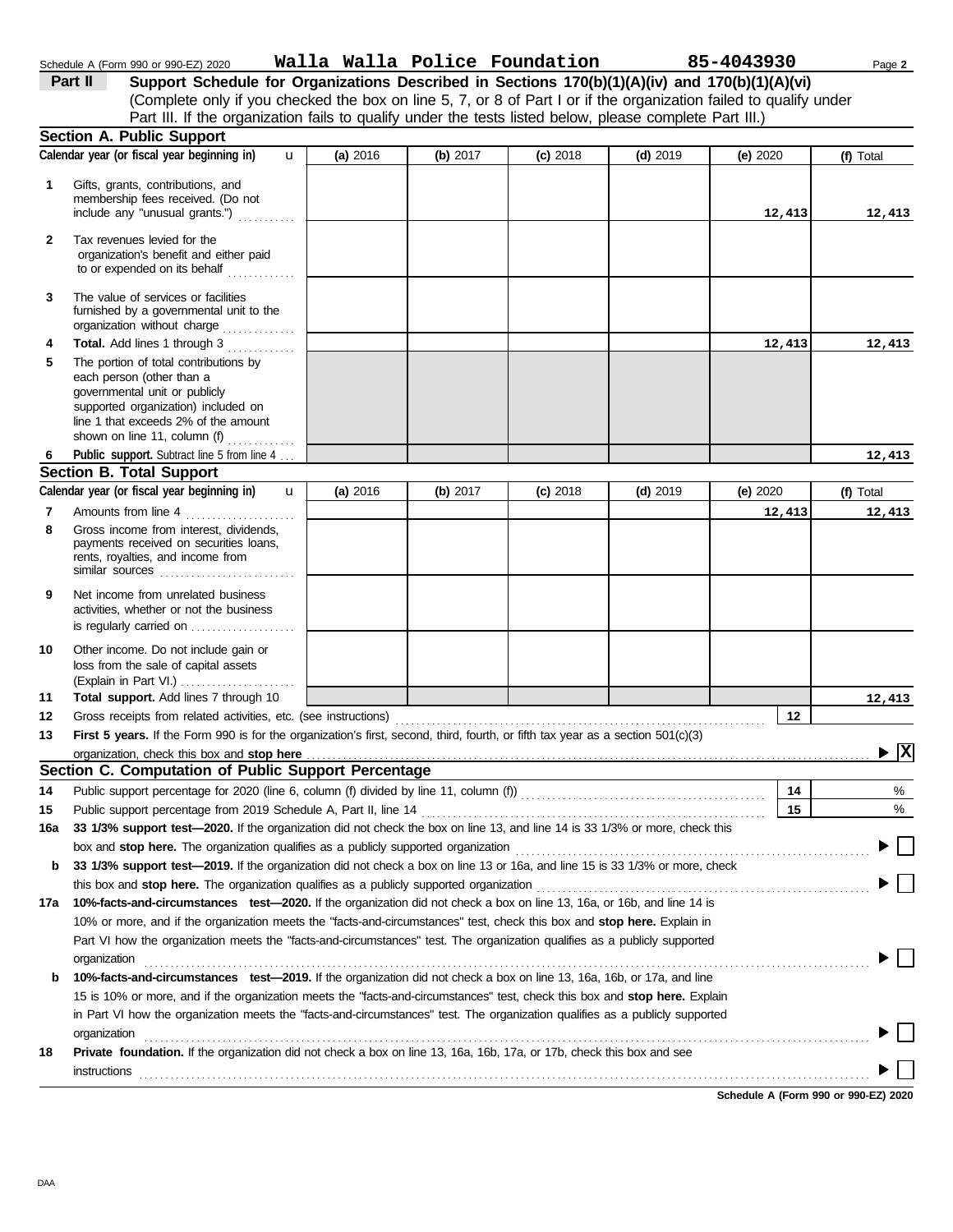Schedule A (Form 990 or 990-EZ) 2020 **Walla Walla Police Foundation** **85-4043930**

## Part II Support Schedule for Organizations Described in Sections 170(b)(1)(A)(iv) and 170(b)(1)(A)(vi)

(Complete only if you checked the box on line 5, 7, or 8 of Part I or if the organization failed to qualify under Part III. If the organization fails to qualify under the tests listed below, please complete Part III.)

### Section A. Public Support

| | Calendar year (or fiscal year beginning in) | (a) 2016 | (b) 2017 | (c) 2018 | (d) 2019 | (e) 2020 | (f) Total |
|---|---|---|---|---|---|---|---|
| 1 | Gifts, grants, contributions, and membership fees received. (Do not include any "unusual grants.") | | | | | 12,413 | 12,413 |
| 2 | Tax revenues levied for the organization's benefit and either paid to or expended on its behalf | | | | | | |
| 3 | The value of services or facilities furnished by a governmental unit to the organization without charge | | | | | | |
| 4 | **Total.** Add lines 1 through 3 | | | | | 12,413 | 12,413 |
| 5 | The portion of total contributions by each person (other than a governmental unit or publicly supported organization) included on line 1 that exceeds 2% of the amount shown on line 11, column (f) | | | | | | |
| 6 | **Public support.** Subtract line 5 from line 4 | | | | | | 12,413 |

### Section B. Total Support

| | Calendar year (or fiscal year beginning in) | (a) 2016 | (b) 2017 | (c) 2018 | (d) 2019 | (e) 2020 | (f) Total |
|---|---|---|---|---|---|---|---|
| 7 | Amounts from line 4 | | | | | 12,413 | 12,413 |
| 8 | Gross income from interest, dividends, payments received on securities loans, rents, royalties, and income from similar sources | | | | | | |
| 9 | Net income from unrelated business activities, whether or not the business is regularly carried on | | | | | | |
| 10 | Other income. Do not include gain or loss from the sale of capital assets (Explain in Part VI.) | | | | | | |
| 11 | **Total support.** Add lines 7 through 10 | | | | | | 12,413 |

12 Gross receipts from related activities, etc. (see instructions) **12**

13 **First 5 years.** If the Form 990 is for the organization's first, second, third, fourth, or fifth tax year as a section 501(c)(3) organization, check this box and **stop here** ▶ [X]

### Section C. Computation of Public Support Percentage

14 Public support percentage for 2020 (line 6, column (f) divided by line 11, column (f)) **14** %

15 Public support percentage from 2019 Schedule A, Part II, line 14 **15** %

16a **33 1/3% support test—2020.** If the organization did not check the box on line 13, and line 14 is 33 1/3% or more, check this box and **stop here.** The organization qualifies as a publicly supported organization ▶ [ ]

b **33 1/3% support test—2019.** If the organization did not check a box on line 13 or 16a, and line 15 is 33 1/3% or more, check this box and **stop here.** The organization qualifies as a publicly supported organization ▶ [ ]

17a **10%-facts-and-circumstances test—2020.** If the organization did not check a box on line 13, 16a, or 16b, and line 14 is 10% or more, and if the organization meets the "facts-and-circumstances" test, check this box and **stop here.** Explain in Part VI how the organization meets the "facts-and-circumstances" test. The organization qualifies as a publicly supported organization ▶ [ ]

b **10%-facts-and-circumstances test—2019.** If the organization did not check a box on line 13, 16a, 16b, or 17a, and line 15 is 10% or more, and if the organization meets the "facts-and-circumstances" test, check this box and **stop here.** Explain in Part VI how the organization meets the "facts-and-circumstances" test. The organization qualifies as a publicly supported organization ▶ [ ]

18 **Private foundation.** If the organization did not check a box on line 13, 16a, 16b, 17a, or 17b, check this box and see instructions ▶ [ ]

**Schedule A (Form 990 or 990-EZ) 2020**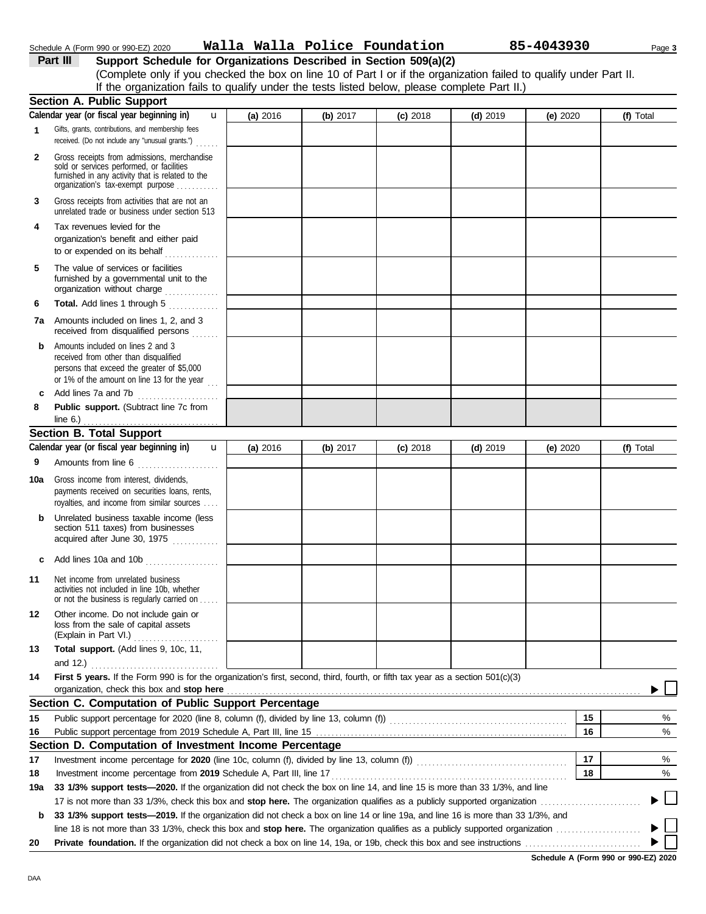Schedule A (Form 990 or 990-EZ) 2020 **Walla Walla Police Foundation** **85-4043930**

## Part III Support Schedule for Organizations Described in Section 509(a)(2)

(Complete only if you checked the box on line 10 of Part I or if the organization failed to qualify under Part II. If the organization fails to qualify under the tests listed below, please complete Part II.)

### Section A. Public Support

| Calendar year (or fiscal year beginning in) | (a) 2016 | (b) 2017 | (c) 2018 | (d) 2019 | (e) 2020 | (f) Total |
|---|---|---|---|---|---|---|
| **1** Gifts, grants, contributions, and membership fees received. (Do not include any "unusual grants.") | | | | | | |
| **2** Gross receipts from admissions, merchandise sold or services performed, or facilities furnished in any activity that is related to the organization's tax-exempt purpose | | | | | | |
| **3** Gross receipts from activities that are not an unrelated trade or business under section 513 | | | | | | |
| **4** Tax revenues levied for the organization's benefit and either paid to or expended on its behalf | | | | | | |
| **5** The value of services or facilities furnished by a governmental unit to the organization without charge | | | | | | |
| **6** **Total.** Add lines 1 through 5 | | | | | | |
| **7a** Amounts included on lines 1, 2, and 3 received from disqualified persons | | | | | | |
| **b** Amounts included on lines 2 and 3 received from other than disqualified persons that exceed the greater of $5,000 or 1% of the amount on line 13 for the year | | | | | | |
| **c** Add lines 7a and 7b | | | | | | |
| **8** **Public support.** (Subtract line 7c from line 6.) | | | | | | |

### Section B. Total Support

| Calendar year (or fiscal year beginning in) | (a) 2016 | (b) 2017 | (c) 2018 | (d) 2019 | (e) 2020 | (f) Total |
|---|---|---|---|---|---|---|
| **9** Amounts from line 6 | | | | | | |
| **10a** Gross income from interest, dividends, payments received on securities loans, rents, royalties, and income from similar sources | | | | | | |
| **b** Unrelated business taxable income (less section 511 taxes) from businesses acquired after June 30, 1975 | | | | | | |
| **c** Add lines 10a and 10b | | | | | | |
| **11** Net income from unrelated business activities not included in line 10b, whether or not the business is regularly carried on | | | | | | |
| **12** Other income. Do not include gain or loss from the sale of capital assets (Explain in Part VI.) | | | | | | |
| **13** **Total support.** (Add lines 9, 10c, 11, and 12.) | | | | | | |

**14** **First 5 years.** If the Form 990 is for the organization's first, second, third, fourth, or fifth tax year as a section 501(c)(3) organization, check this box and **stop here** ☐

### Section C. Computation of Public Support Percentage

| | | | |
|---|---|---|---|
| **15** | Public support percentage for 2020 (line 8, column (f), divided by line 13, column (f)) | 15 | % |
| **16** | Public support percentage from 2019 Schedule A, Part III, line 15 | 16 | % |

### Section D. Computation of Investment Income Percentage

| | | | |
|---|---|---|---|
| **17** | Investment income percentage for **2020** (line 10c, column (f), divided by line 13, column (f)) | 17 | % |
| **18** | Investment income percentage from **2019** Schedule A, Part III, line 17 | 18 | % |

**19a** **33 1/3% support tests—2020.** If the organization did not check the box on line 14, and line 15 is more than 33 1/3%, and line 17 is not more than 33 1/3%, check this box and **stop here.** The organization qualifies as a publicly supported organization ☐

**b** **33 1/3% support tests—2019.** If the organization did not check a box on line 14 or line 19a, and line 16 is more than 33 1/3%, and line 18 is not more than 33 1/3%, check this box and **stop here.** The organization qualifies as a publicly supported organization ☐

**20** **Private foundation.** If the organization did not check a box on line 14, 19a, or 19b, check this box and see instructions ☐

**Schedule A (Form 990 or 990-EZ) 2020**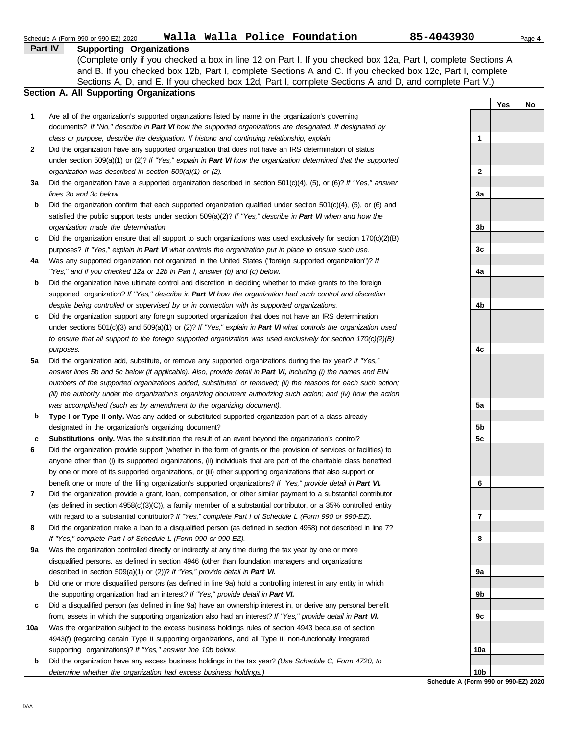Schedule A (Form 990 or 990-EZ) 2020 **Walla Walla Police Foundation** **85-4043930**

## Part IV Supporting Organizations

(Complete only if you checked a box in line 12 on Part I. If you checked box 12a, Part I, complete Sections A and B. If you checked box 12b, Part I, complete Sections A and C. If you checked box 12c, Part I, complete Sections A, D, and E. If you checked box 12d, Part I, complete Sections A and D, and complete Part V.)

### Section A. All Supporting Organizations

| | | | Yes | No |
|---|---|---|---|---|
| **1** | Are all of the organization's supported organizations listed by name in the organization's governing documents? *If "No," describe in **Part VI** how the supported organizations are designated. If designated by class or purpose, describe the designation. If historic and continuing relationship, explain.* | 1 | | |
| **2** | Did the organization have any supported organization that does not have an IRS determination of status under section 509(a)(1) or (2)? *If "Yes," explain in **Part VI** how the organization determined that the supported organization was described in section 509(a)(1) or (2).* | 2 | | |
| **3a** | Did the organization have a supported organization described in section 501(c)(4), (5), or (6)? *If "Yes," answer lines 3b and 3c below.* | 3a | | |
| **b** | Did the organization confirm that each supported organization qualified under section 501(c)(4), (5), or (6) and satisfied the public support tests under section 509(a)(2)? *If "Yes," describe in **Part VI** when and how the organization made the determination.* | 3b | | |
| **c** | Did the organization ensure that all support to such organizations was used exclusively for section 170(c)(2)(B) purposes? *If "Yes," explain in **Part VI** what controls the organization put in place to ensure such use.* | 3c | | |
| **4a** | Was any supported organization not organized in the United States ("foreign supported organization")? *If "Yes," and if you checked 12a or 12b in Part I, answer (b) and (c) below.* | 4a | | |
| **b** | Did the organization have ultimate control and discretion in deciding whether to make grants to the foreign supported organization? *If "Yes," describe in **Part VI** how the organization had such control and discretion despite being controlled or supervised by or in connection with its supported organizations.* | 4b | | |
| **c** | Did the organization support any foreign supported organization that does not have an IRS determination under sections 501(c)(3) and 509(a)(1) or (2)? *If "Yes," explain in **Part VI** what controls the organization used to ensure that all support to the foreign supported organization was used exclusively for section 170(c)(2)(B) purposes.* | 4c | | |
| **5a** | Did the organization add, substitute, or remove any supported organizations during the tax year? *If "Yes," answer lines 5b and 5c below (if applicable). Also, provide detail in **Part VI,** including (i) the names and EIN numbers of the supported organizations added, substituted, or removed; (ii) the reasons for each such action; (iii) the authority under the organization's organizing document authorizing such action; and (iv) how the action was accomplished (such as by amendment to the organizing document).* | 5a | | |
| **b** | **Type I or Type II only.** Was any added or substituted supported organization part of a class already designated in the organization's organizing document? | 5b | | |
| **c** | **Substitutions only.** Was the substitution the result of an event beyond the organization's control? | 5c | | |
| **6** | Did the organization provide support (whether in the form of grants or the provision of services or facilities) to anyone other than (i) its supported organizations, (ii) individuals that are part of the charitable class benefited by one or more of its supported organizations, or (iii) other supporting organizations that also support or benefit one or more of the filing organization's supported organizations? *If "Yes," provide detail in **Part VI.*** | 6 | | |
| **7** | Did the organization provide a grant, loan, compensation, or other similar payment to a substantial contributor (as defined in section 4958(c)(3)(C)), a family member of a substantial contributor, or a 35% controlled entity with regard to a substantial contributor? *If "Yes," complete Part I of Schedule L (Form 990 or 990-EZ).* | 7 | | |
| **8** | Did the organization make a loan to a disqualified person (as defined in section 4958) not described in line 7? *If "Yes," complete Part I of Schedule L (Form 990 or 990-EZ).* | 8 | | |
| **9a** | Was the organization controlled directly or indirectly at any time during the tax year by one or more disqualified persons, as defined in section 4946 (other than foundation managers and organizations described in section 509(a)(1) or (2))? *If "Yes," provide detail in **Part VI.*** | 9a | | |
| **b** | Did one or more disqualified persons (as defined in line 9a) hold a controlling interest in any entity in which the supporting organization had an interest? *If "Yes," provide detail in **Part VI.*** | 9b | | |
| **c** | Did a disqualified person (as defined in line 9a) have an ownership interest in, or derive any personal benefit from, assets in which the supporting organization also had an interest? *If "Yes," provide detail in **Part VI.*** | 9c | | |
| **10a** | Was the organization subject to the excess business holdings rules of section 4943 because of section 4943(f) (regarding certain Type II supporting organizations, and all Type III non-functionally integrated supporting organizations)? *If "Yes," answer line 10b below.* | 10a | | |
| **b** | Did the organization have any excess business holdings in the tax year? *(Use Schedule C, Form 4720, to determine whether the organization had excess business holdings.)* | 10b | | |

**Schedule A (Form 990 or 990-EZ) 2020**

DAA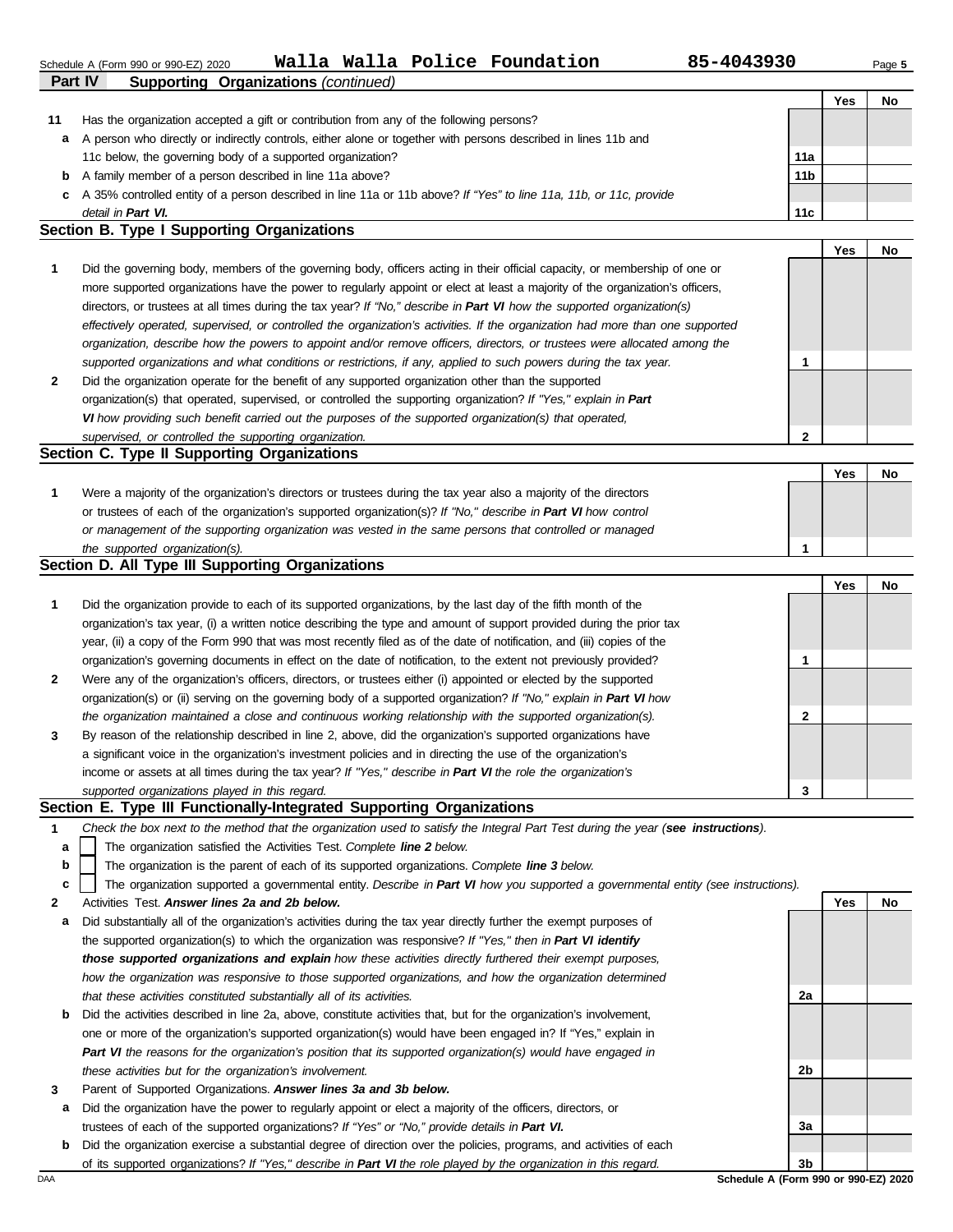Schedule A (Form 990 or 990-EZ) 2020 **Walla Walla Police Foundation** **85-4043930**

## Part IV Supporting Organizations *(continued)*

| | | | Yes | No |
|---|---|---|---|---|
| **11** | Has the organization accepted a gift or contribution from any of the following persons? | | | |
| **a** | A person who directly or indirectly controls, either alone or together with persons described in lines 11b and 11c below, the governing body of a supported organization? | **11a** | | |
| **b** | A family member of a person described in line 11a above? | **11b** | | |
| **c** | A 35% controlled entity of a person described in line 11a or 11b above? *If "Yes" to line 11a, 11b, or 11c, provide detail in* ***Part VI.*** | **11c** | | |

### Section B. Type I Supporting Organizations

| | | | Yes | No |
|---|---|---|---|---|
| **1** | Did the governing body, members of the governing body, officers acting in their official capacity, or membership of one or more supported organizations have the power to regularly appoint or elect at least a majority of the organization's officers, directors, or trustees at all times during the tax year? *If "No," describe in* ***Part VI*** *how the supported organization(s) effectively operated, supervised, or controlled the organization's activities. If the organization had more than one supported organization, describe how the powers to appoint and/or remove officers, directors, or trustees were allocated among the supported organizations and what conditions or restrictions, if any, applied to such powers during the tax year.* | **1** | | |
| **2** | Did the organization operate for the benefit of any supported organization other than the supported organization(s) that operated, supervised, or controlled the supporting organization? *If "Yes," explain in* ***Part VI*** *how providing such benefit carried out the purposes of the supported organization(s) that operated, supervised, or controlled the supporting organization.* | **2** | | |

### Section C. Type II Supporting Organizations

| | | | Yes | No |
|---|---|---|---|---|
| **1** | Were a majority of the organization's directors or trustees during the tax year also a majority of the directors or trustees of each of the organization's supported organization(s)? *If "No," describe in* ***Part VI*** *how control or management of the supporting organization was vested in the same persons that controlled or managed the supported organization(s).* | **1** | | |

### Section D. All Type III Supporting Organizations

| | | | Yes | No |
|---|---|---|---|---|
| **1** | Did the organization provide to each of its supported organizations, by the last day of the fifth month of the organization's tax year, (i) a written notice describing the type and amount of support provided during the prior tax year, (ii) a copy of the Form 990 that was most recently filed as of the date of notification, and (iii) copies of the organization's governing documents in effect on the date of notification, to the extent not previously provided? | **1** | | |
| **2** | Were any of the organization's officers, directors, or trustees either (i) appointed or elected by the supported organization(s) or (ii) serving on the governing body of a supported organization? *If "No," explain in* ***Part VI*** *how the organization maintained a close and continuous working relationship with the supported organization(s).* | **2** | | |
| **3** | By reason of the relationship described in line 2, above, did the organization's supported organizations have a significant voice in the organization's investment policies and in directing the use of the organization's income or assets at all times during the tax year? *If "Yes," describe in* ***Part VI*** *the role the organization's supported organizations played in this regard.* | **3** | | |

### Section E. Type III Functionally-Integrated Supporting Organizations

**1** *Check the box next to the method that the organization used to satisfy the Integral Part Test during the year (****see instructions****).*

**a** ☐ The organization satisfied the Activities Test. *Complete* ***line 2*** *below.*

**b** ☐ The organization is the parent of each of its supported organizations. *Complete* ***line 3*** *below.*

**c** ☐ The organization supported a governmental entity. *Describe in* ***Part VI*** *how you supported a governmental entity (see instructions).*

| | | | Yes | No |
|---|---|---|---|---|
| **2** | Activities Test. ***Answer lines 2a and 2b below.*** | | | |
| **a** | Did substantially all of the organization's activities during the tax year directly further the exempt purposes of the supported organization(s) to which the organization was responsive? *If "Yes," then in* ***Part VI identify those supported organizations and explain*** *how these activities directly furthered their exempt purposes, how the organization was responsive to those supported organizations, and how the organization determined that these activities constituted substantially all of its activities.* | **2a** | | |
| **b** | Did the activities described in line 2a, above, constitute activities that, but for the organization's involvement, one or more of the organization's supported organization(s) would have been engaged in? If "Yes," explain in ***Part VI*** *the reasons for the organization's position that its supported organization(s) would have engaged in these activities but for the organization's involvement.* | **2b** | | |
| **3** | Parent of Supported Organizations. ***Answer lines 3a and 3b below.*** | | | |
| **a** | Did the organization have the power to regularly appoint or elect a majority of the officers, directors, or trustees of each of the supported organizations? *If "Yes" or "No," provide details in* ***Part VI.*** | **3a** | | |
| **b** | Did the organization exercise a substantial degree of direction over the policies, programs, and activities of each of its supported organizations? *If "Yes," describe in* ***Part VI*** *the role played by the organization in this regard.* | **3b** | | |

DAA **Schedule A (Form 990 or 990-EZ) 2020**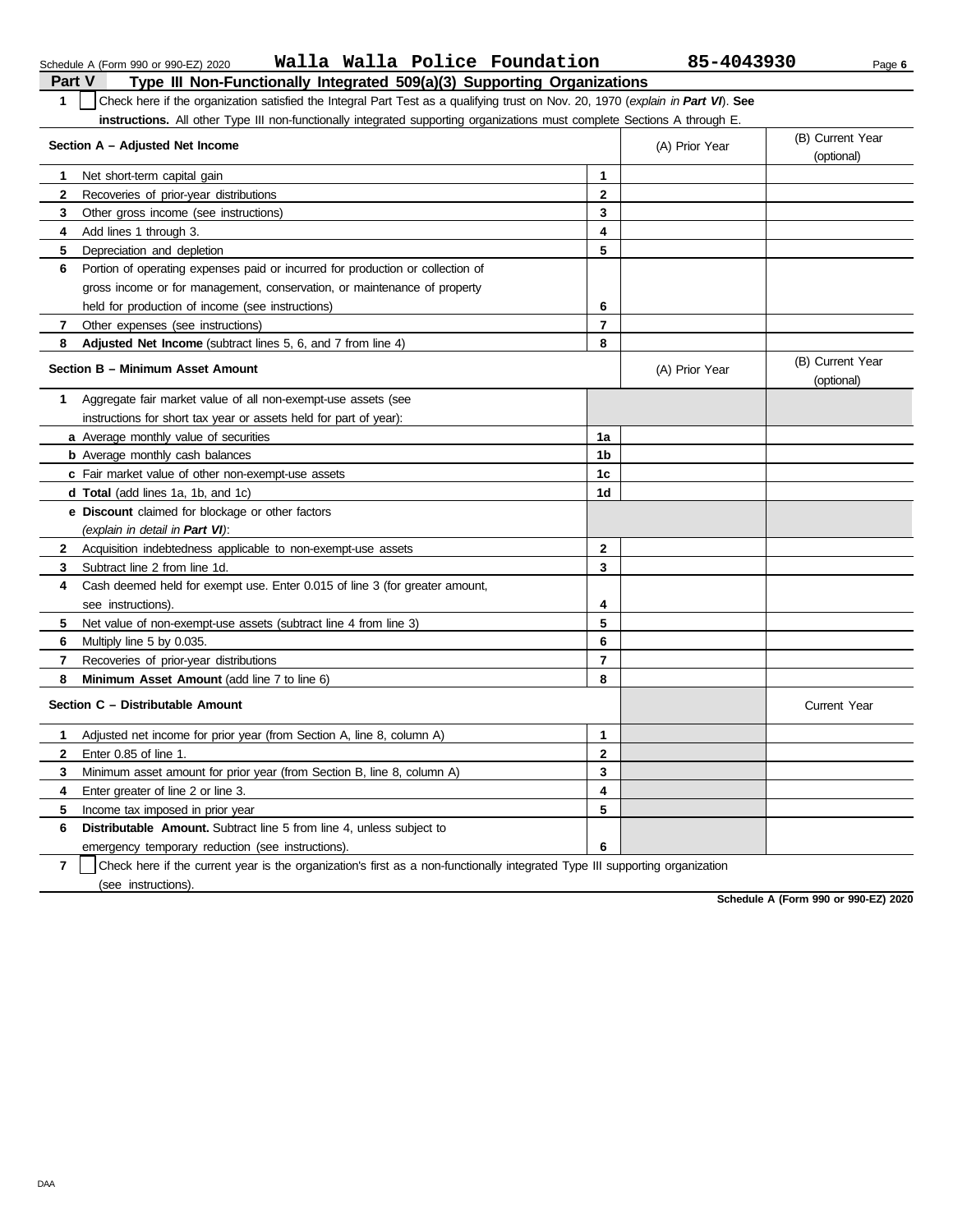Schedule A (Form 990 or 990-EZ) 2020 **Walla Walla Police Foundation** **85-4043930**

## Part V Type III Non-Functionally Integrated 509(a)(3) Supporting Organizations

**1** ☐ Check here if the organization satisfied the Integral Part Test as a qualifying trust on Nov. 20, 1970 (*explain in **Part VI***). **See instructions.** All other Type III non-functionally integrated supporting organizations must complete Sections A through E.

| Section A – Adjusted Net Income | | (A) Prior Year | (B) Current Year (optional) |
|---|---|---|---|
| **1** Net short-term capital gain | 1 | | |
| **2** Recoveries of prior-year distributions | 2 | | |
| **3** Other gross income (see instructions) | 3 | | |
| **4** Add lines 1 through 3. | 4 | | |
| **5** Depreciation and depletion | 5 | | |
| **6** Portion of operating expenses paid or incurred for production or collection of gross income or for management, conservation, or maintenance of property held for production of income (see instructions) | 6 | | |
| **7** Other expenses (see instructions) | 7 | | |
| **8** **Adjusted Net Income** (subtract lines 5, 6, and 7 from line 4) | 8 | | |

| Section B – Minimum Asset Amount | | (A) Prior Year | (B) Current Year (optional) |
|---|---|---|---|
| **1** Aggregate fair market value of all non-exempt-use assets (see instructions for short tax year or assets held for part of year): | | | |
| **a** Average monthly value of securities | 1a | | |
| **b** Average monthly cash balances | 1b | | |
| **c** Fair market value of other non-exempt-use assets | 1c | | |
| **d** **Total** (add lines 1a, 1b, and 1c) | 1d | | |
| **e** **Discount** claimed for blockage or other factors (*explain in detail in **Part VI***): | | | |
| **2** Acquisition indebtedness applicable to non-exempt-use assets | 2 | | |
| **3** Subtract line 2 from line 1d. | 3 | | |
| **4** Cash deemed held for exempt use. Enter 0.015 of line 3 (for greater amount, see instructions). | 4 | | |
| **5** Net value of non-exempt-use assets (subtract line 4 from line 3) | 5 | | |
| **6** Multiply line 5 by 0.035. | 6 | | |
| **7** Recoveries of prior-year distributions | 7 | | |
| **8** **Minimum Asset Amount** (add line 7 to line 6) | 8 | | |

| Section C – Distributable Amount | | | Current Year |
|---|---|---|---|
| **1** Adjusted net income for prior year (from Section A, line 8, column A) | 1 | | |
| **2** Enter 0.85 of line 1. | 2 | | |
| **3** Minimum asset amount for prior year (from Section B, line 8, column A) | 3 | | |
| **4** Enter greater of line 2 or line 3. | 4 | | |
| **5** Income tax imposed in prior year | 5 | | |
| **6** **Distributable Amount.** Subtract line 5 from line 4, unless subject to emergency temporary reduction (see instructions). | 6 | | |

**7** ☐ Check here if the current year is the organization's first as a non-functionally integrated Type III supporting organization (see instructions).

**Schedule A (Form 990 or 990-EZ) 2020**

DAA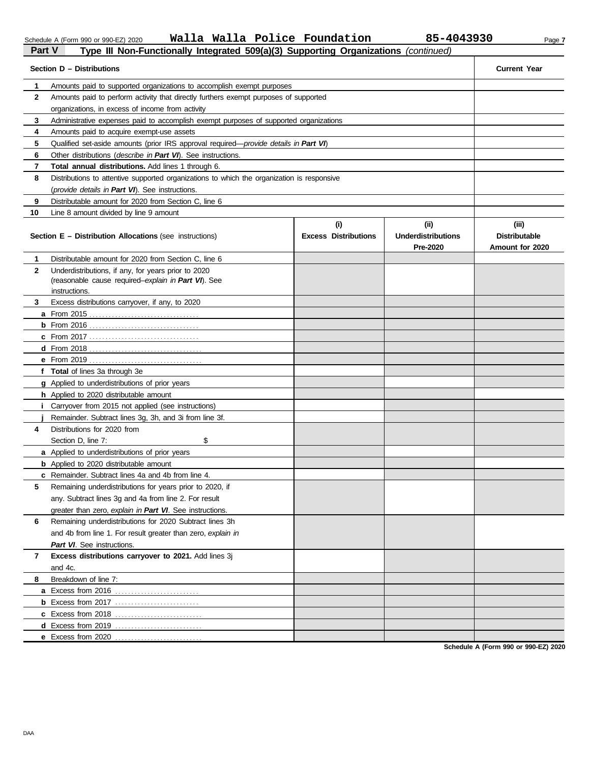Schedule A (Form 990 or 990-EZ) 2020 **Walla Walla Police Foundation** **85-4043930**

## Part V Type III Non-Functionally Integrated 509(a)(3) Supporting Organizations *(continued)*

| Section D – Distributions | | Current Year |
|---|---|---|
| 1 | Amounts paid to supported organizations to accomplish exempt purposes | |
| 2 | Amounts paid to perform activity that directly furthers exempt purposes of supported organizations, in excess of income from activity | |
| 3 | Administrative expenses paid to accomplish exempt purposes of supported organizations | |
| 4 | Amounts paid to acquire exempt-use assets | |
| 5 | Qualified set-aside amounts (prior IRS approval required—*provide details in* ***Part VI***) | |
| 6 | Other distributions (*describe in* ***Part VI***). See instructions. | |
| 7 | **Total annual distributions.** Add lines 1 through 6. | |
| 8 | Distributions to attentive supported organizations to which the organization is responsive (*provide details in* ***Part VI***). See instructions. | |
| 9 | Distributable amount for 2020 from Section C, line 6 | |
| 10 | Line 8 amount divided by line 9 amount | |

| Section E – Distribution Allocations (see instructions) | (i) Excess Distributions | (ii) Underdistributions Pre-2020 | (iii) Distributable Amount for 2020 |
|---|---|---|---|
| **1** Distributable amount for 2020 from Section C, line 6 | | | |
| **2** Underdistributions, if any, for years prior to 2020 (reasonable cause required–*explain in* ***Part VI***). See instructions. | | | |
| **3** Excess distributions carryover, if any, to 2020 | | | |
| **a** From 2015 | | | |
| **b** From 2016 | | | |
| **c** From 2017 | | | |
| **d** From 2018 | | | |
| **e** From 2019 | | | |
| **f** **Total** of lines 3a through 3e | | | |
| **g** Applied to underdistributions of prior years | | | |
| **h** Applied to 2020 distributable amount | | | |
| **i** Carryover from 2015 not applied (see instructions) | | | |
| **j** Remainder. Subtract lines 3g, 3h, and 3i from line 3f. | | | |
| **4** Distributions for 2020 from Section D, line 7: $ | | | |
| **a** Applied to underdistributions of prior years | | | |
| **b** Applied to 2020 distributable amount | | | |
| **c** Remainder. Subtract lines 4a and 4b from line 4. | | | |
| **5** Remaining underdistributions for years prior to 2020, if any. Subtract lines 3g and 4a from line 2. For result greater than zero, *explain in* ***Part VI***. See instructions. | | | |
| **6** Remaining underdistributions for 2020 Subtract lines 3h and 4b from line 1. For result greater than zero, *explain in* ***Part VI***. See instructions. | | | |
| **7** **Excess distributions carryover to 2021.** Add lines 3j and 4c. | | | |
| **8** Breakdown of line 7: | | | |
| **a** Excess from 2016 | | | |
| **b** Excess from 2017 | | | |
| **c** Excess from 2018 | | | |
| **d** Excess from 2019 | | | |
| **e** Excess from 2020 | | | |

**Schedule A (Form 990 or 990-EZ) 2020**

DAA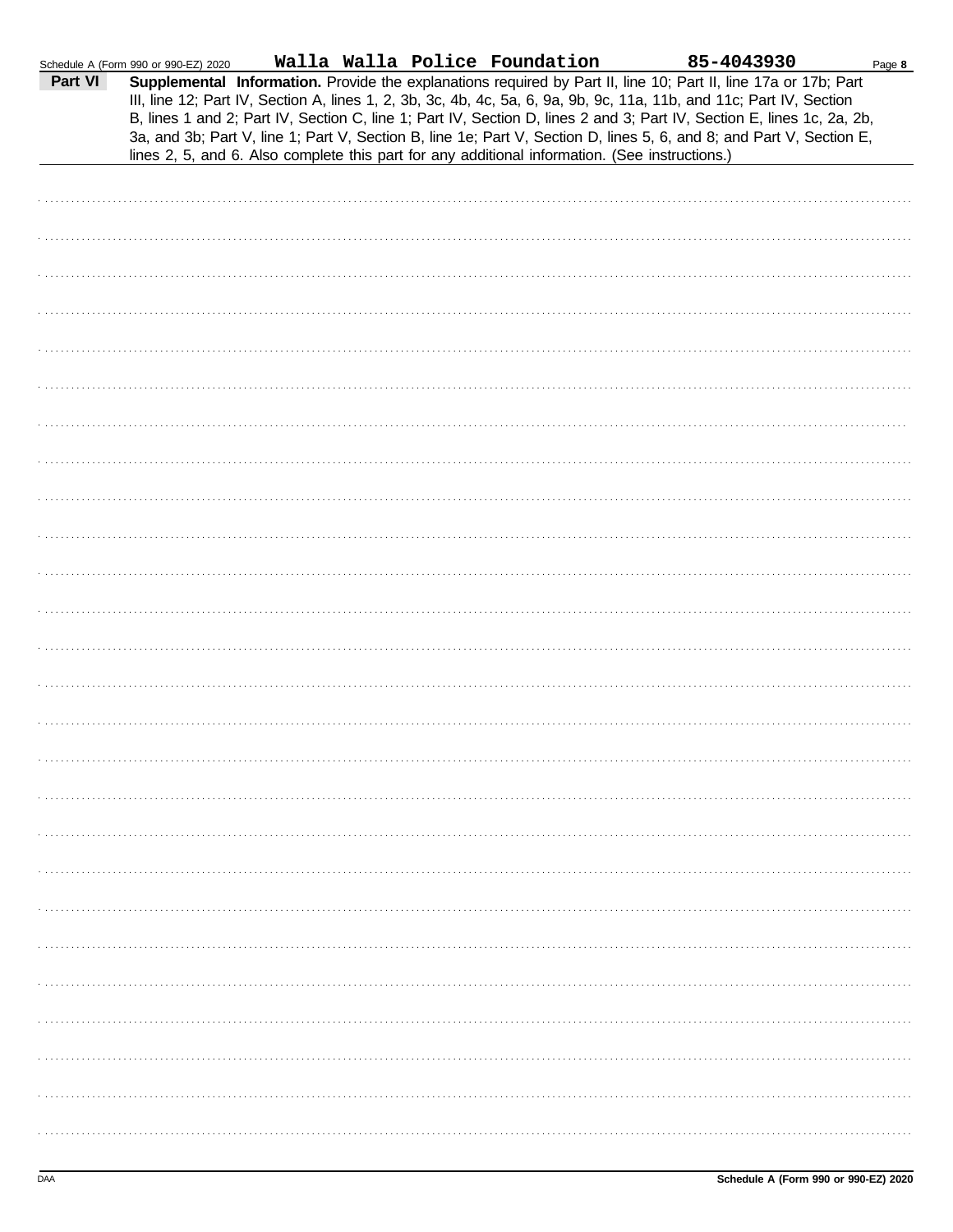Schedule A (Form 990 or 990-EZ) 2020 **Walla Walla Police Foundation** **85-4043930** Page **8**

**Part VI** **Supplemental Information.** Provide the explanations required by Part II, line 10; Part II, line 17a or 17b; Part III, line 12; Part IV, Section A, lines 1, 2, 3b, 3c, 4b, 4c, 5a, 6, 9a, 9b, 9c, 11a, 11b, and 11c; Part IV, Section B, lines 1 and 2; Part IV, Section C, line 1; Part IV, Section D, lines 2 and 3; Part IV, Section E, lines 1c, 2a, 2b, 3a, and 3b; Part V, line 1; Part V, Section B, line 1e; Part V, Section D, lines 5, 6, and 8; and Part V, Section E, lines 2, 5, and 6. Also complete this part for any additional information. (See instructions.)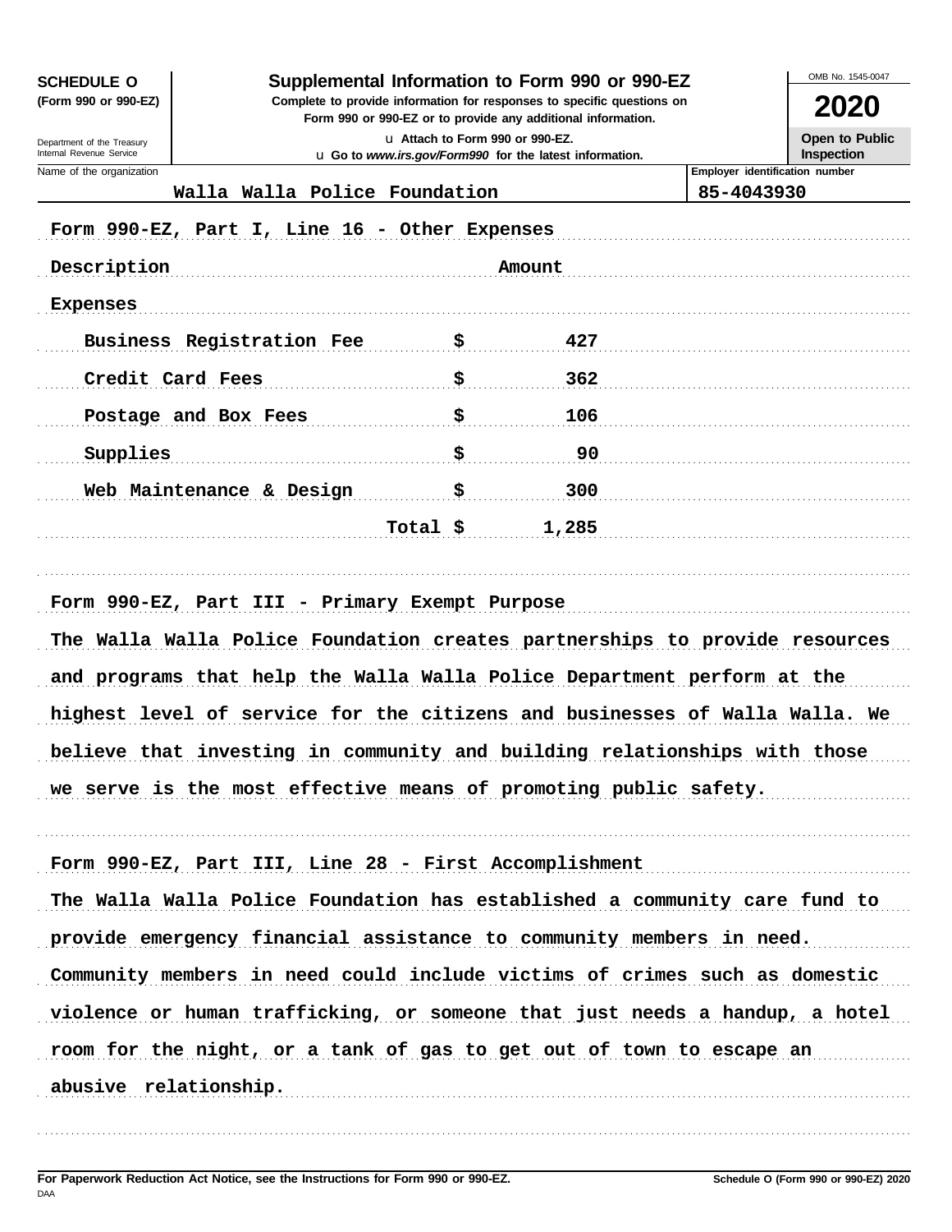**SCHEDULE O**
**(Form 990 or 990-EZ)**

Department of the Treasury
Internal Revenue Service

# Supplemental Information to Form 990 or 990-EZ

**Complete to provide information for responses to specific questions on Form 990 or 990-EZ or to provide any additional information.**

u Attach to Form 990 or 990-EZ.
u Go to *www.irs.gov/Form990* for the latest information.

OMB No. 1545-0047

**2020**

**Open to Public Inspection**

| Name of the organization | Employer identification number |
|---|---|
| Walla Walla Police Foundation | 85-4043930 |

Form 990-EZ, Part I, Line 16 - Other Expenses

| Description | Amount |
|---|---|
| Expenses | |
| Business Registration Fee | $ 427 |
| Credit Card Fees | $ 362 |
| Postage and Box Fees | $ 106 |
| Supplies | $ 90 |
| Web Maintenance & Design | $ 300 |
| Total | $ 1,285 |

Form 990-EZ, Part III - Primary Exempt Purpose

The Walla Walla Police Foundation creates partnerships to provide resources and programs that help the Walla Walla Police Department perform at the highest level of service for the citizens and businesses of Walla Walla. We believe that investing in community and building relationships with those we serve is the most effective means of promoting public safety.

Form 990-EZ, Part III, Line 28 - First Accomplishment

The Walla Walla Police Foundation has established a community care fund to provide emergency financial assistance to community members in need. Community members in need could include victims of crimes such as domestic violence or human trafficking, or someone that just needs a handup, a hotel room for the night, or a tank of gas to get out of town to escape an abusive relationship.

**For Paperwork Reduction Act Notice, see the Instructions for Form 990 or 990-EZ.** **Schedule O (Form 990 or 990-EZ) 2020**
DAA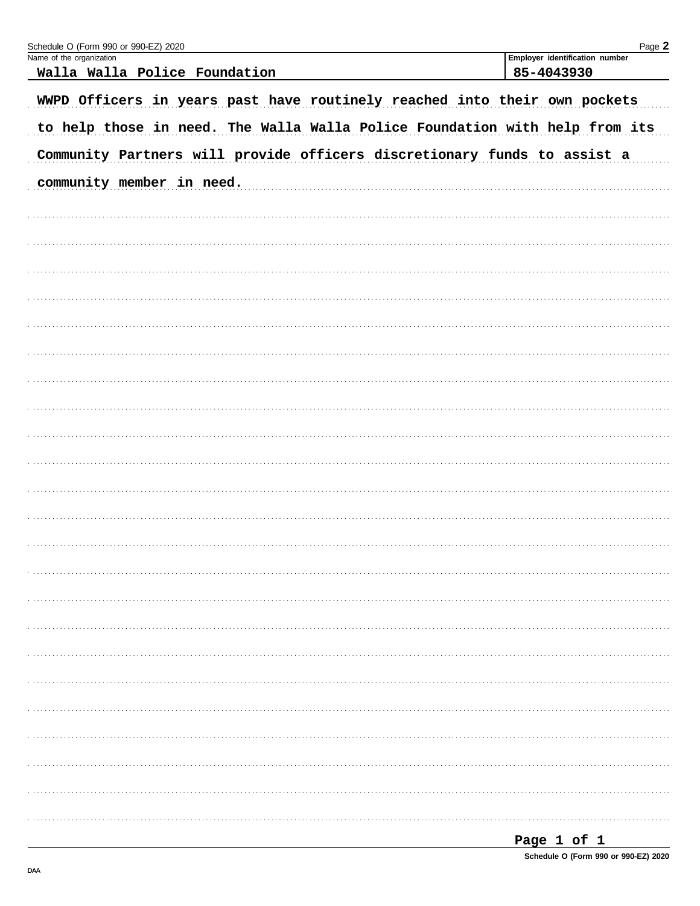Schedule O (Form 990 or 990-EZ) 2020

| Name of the organization | Employer identification number |
| --- | --- |
| Walla Walla Police Foundation | 85-4043930 |

WWPD Officers in years past have routinely reached into their own pockets to help those in need. The Walla Walla Police Foundation with help from its Community Partners will provide officers discretionary funds to assist a community member in need.

Schedule O (Form 990 or 990-EZ) 2020

DAA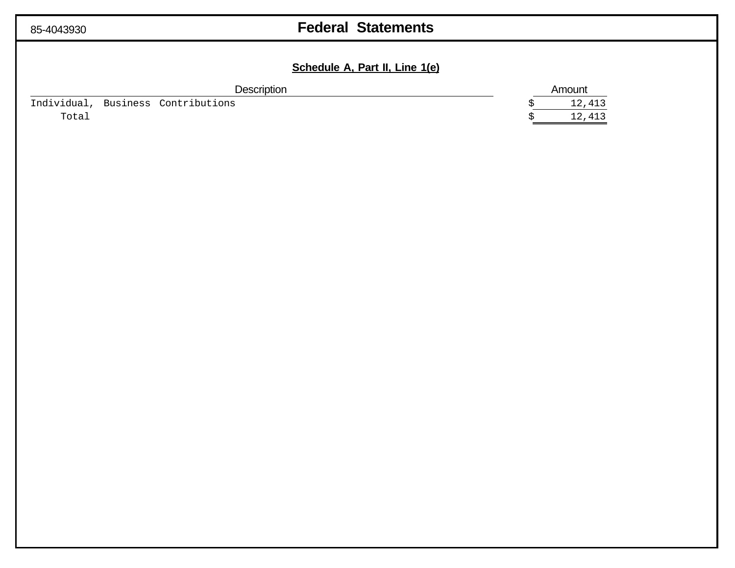85-4043930

# Federal Statements

## Schedule A, Part II, Line 1(e)

| Description | Amount |
|---|---|
| Individual, Business Contributions | $ 12,413 |
| Total | $ 12,413 |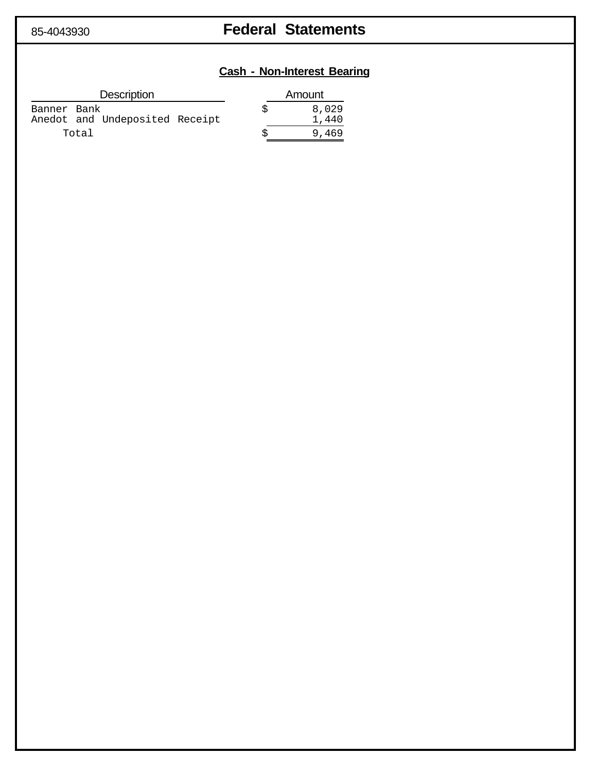85-4043930

# Federal Statements

## Cash - Non-Interest Bearing

| Description | Amount |
|---|---|
| Banner Bank | $ 8,029 |
| Anedot and Undeposited Receipt | 1,440 |
| Total | $ 9,469 |